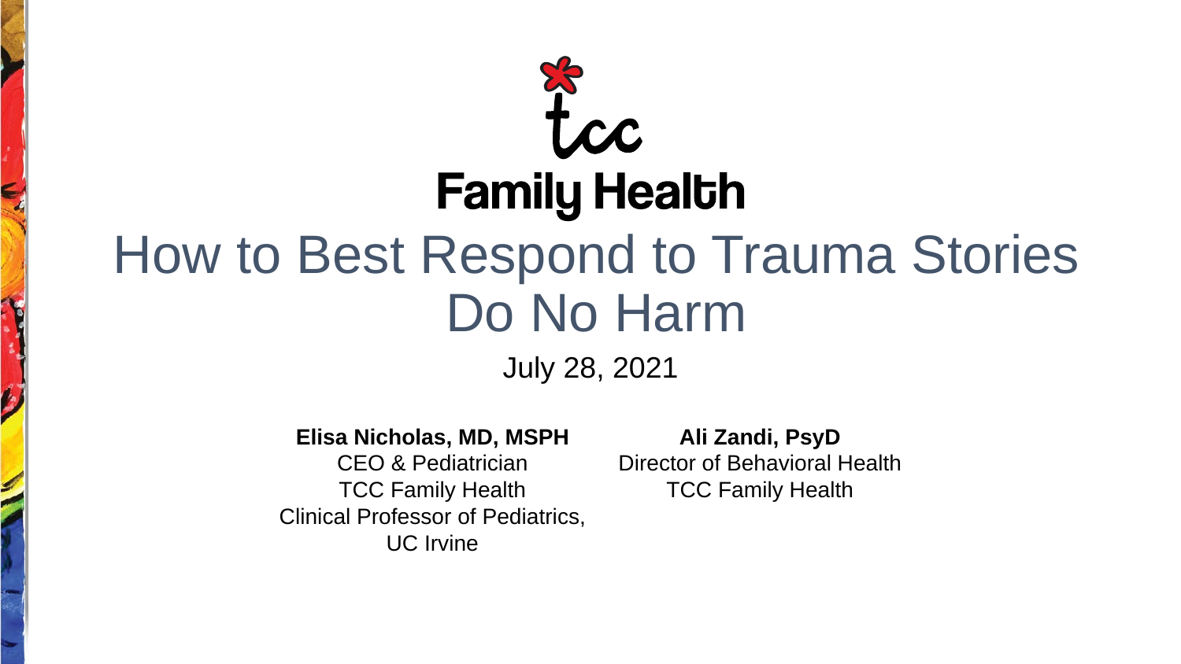TCC Family Health

# How to Best Respond to Trauma Stories
# Do No Harm

July 28, 2021

**Elisa Nicholas, MD, MSPH**
CEO & Pediatrician
TCC Family Health
Clinical Professor of Pediatrics,
UC Irvine

**Ali Zandi, PsyD**
Director of Behavioral Health
TCC Family Health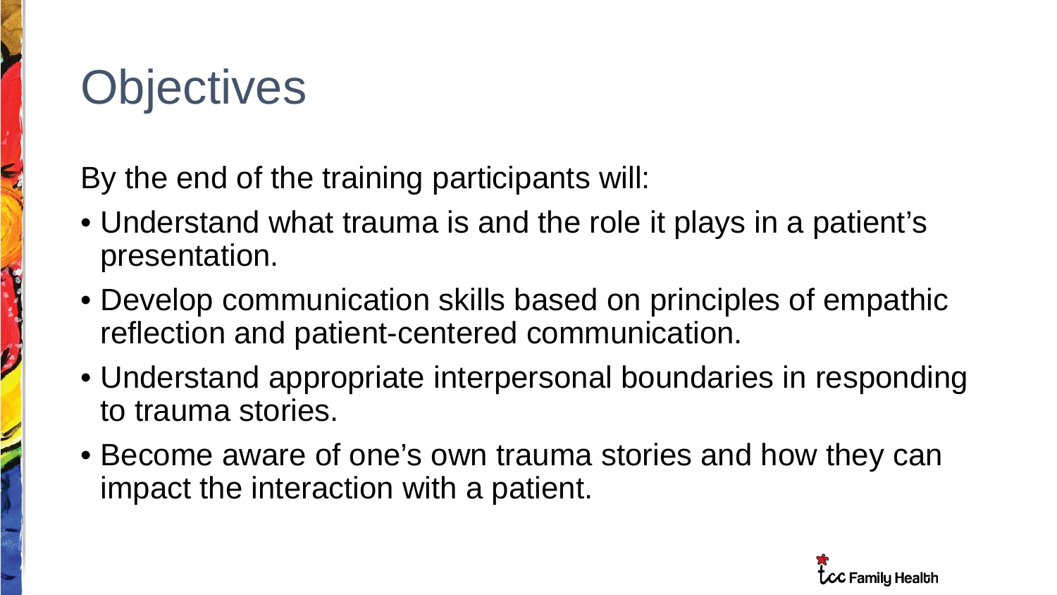# Objectives

By the end of the training participants will:

- Understand what trauma is and the role it plays in a patient's presentation.
- Develop communication skills based on principles of empathic reflection and patient-centered communication.
- Understand appropriate interpersonal boundaries in responding to trauma stories.
- Become aware of one's own trauma stories and how they can impact the interaction with a patient.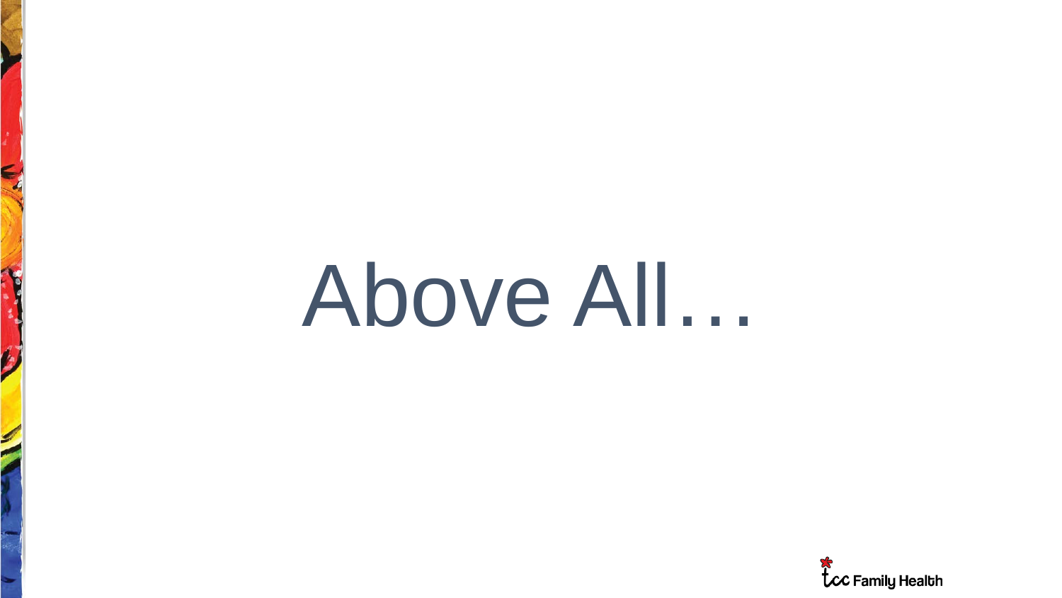# Above All…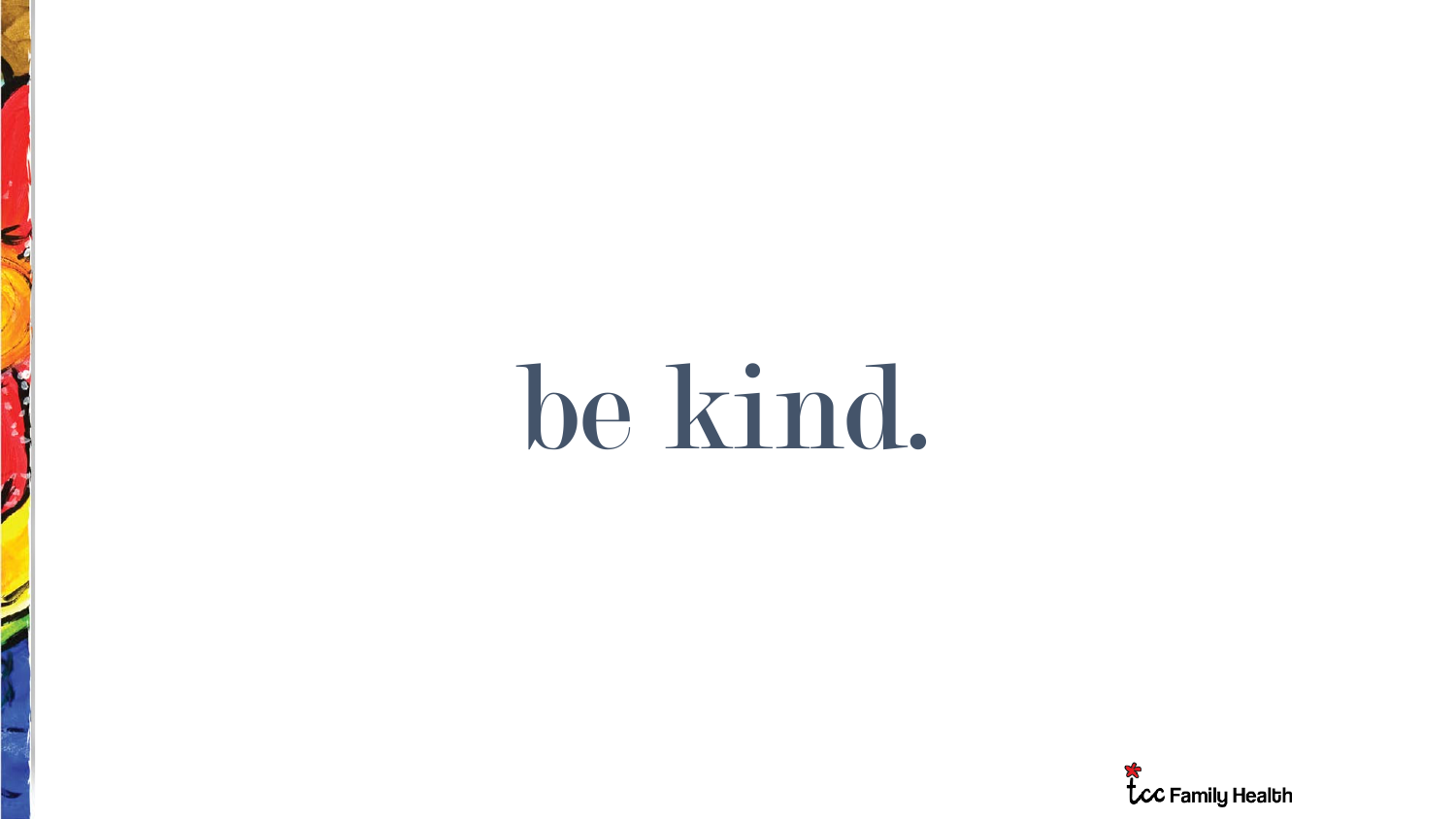# be kind.

tcc Family Health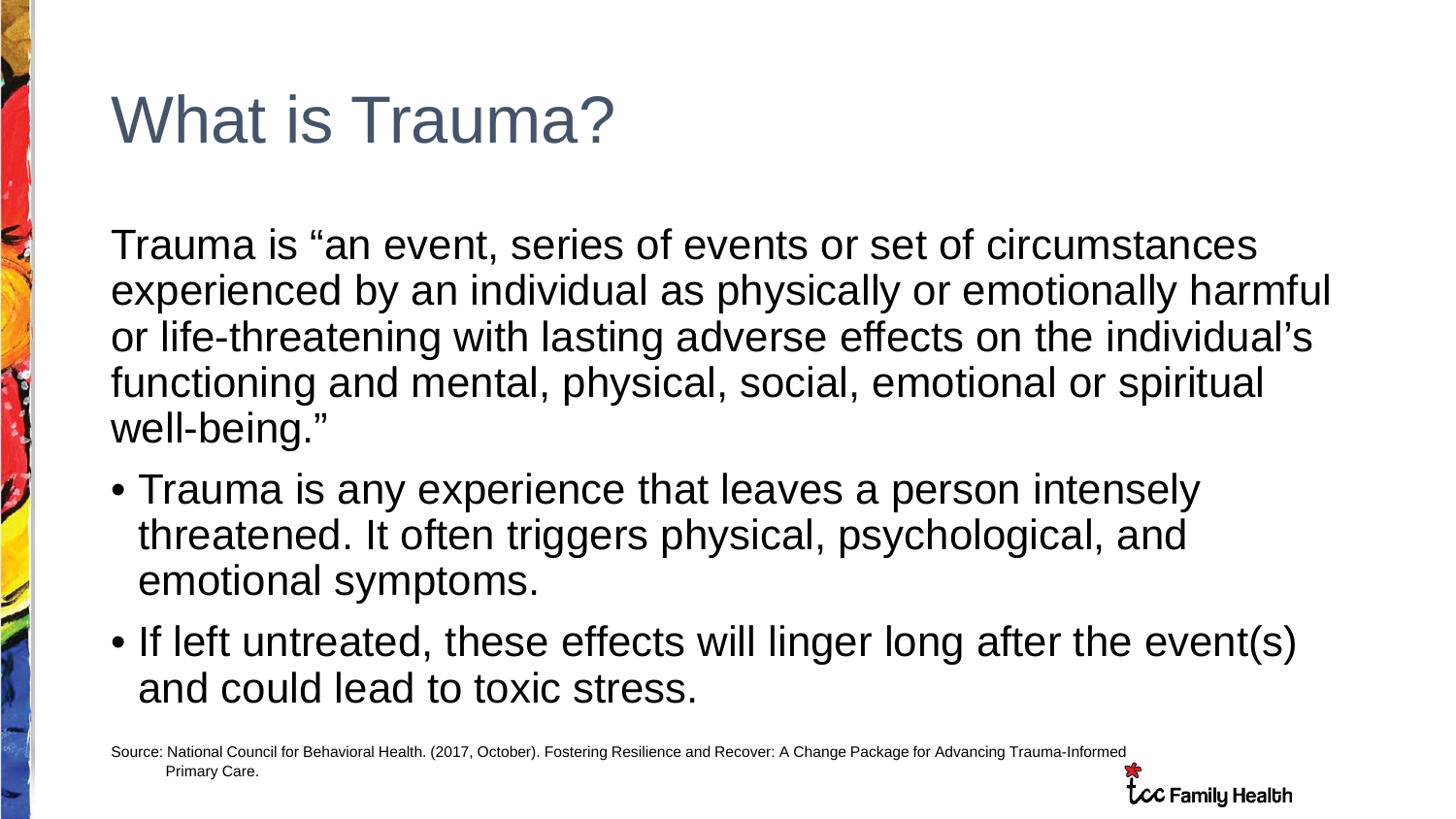# What is Trauma?

Trauma is "an event, series of events or set of circumstances experienced by an individual as physically or emotionally harmful or life-threatening with lasting adverse effects on the individual's functioning and mental, physical, social, emotional or spiritual well-being."

- Trauma is any experience that leaves a person intensely threatened. It often triggers physical, psychological, and emotional symptoms.
- If left untreated, these effects will linger long after the event(s) and could lead to toxic stress.

Source: National Council for Behavioral Health. (2017, October). Fostering Resilience and Recover: A Change Package for Advancing Trauma-Informed Primary Care.

tcc Family Health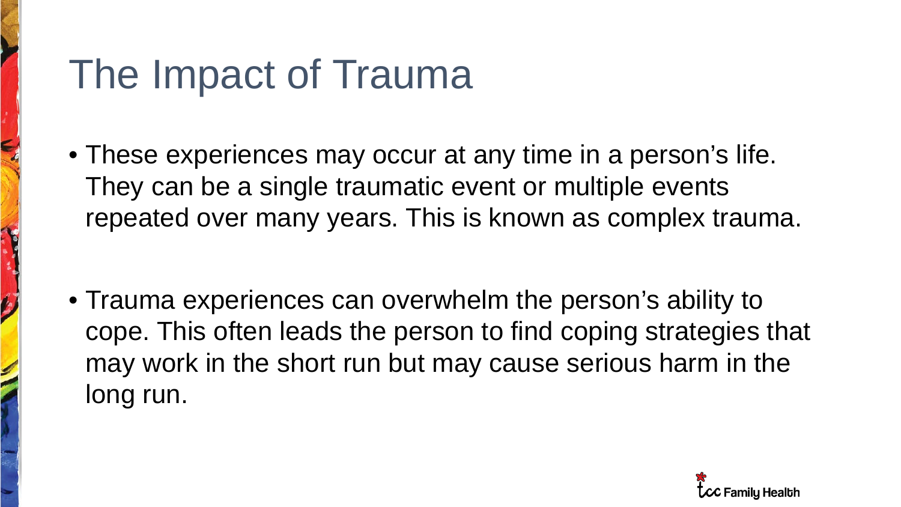# The Impact of Trauma

- These experiences may occur at any time in a person's life. They can be a single traumatic event or multiple events repeated over many years. This is known as complex trauma.

- Trauma experiences can overwhelm the person's ability to cope. This often leads the person to find coping strategies that may work in the short run but may cause serious harm in the long run.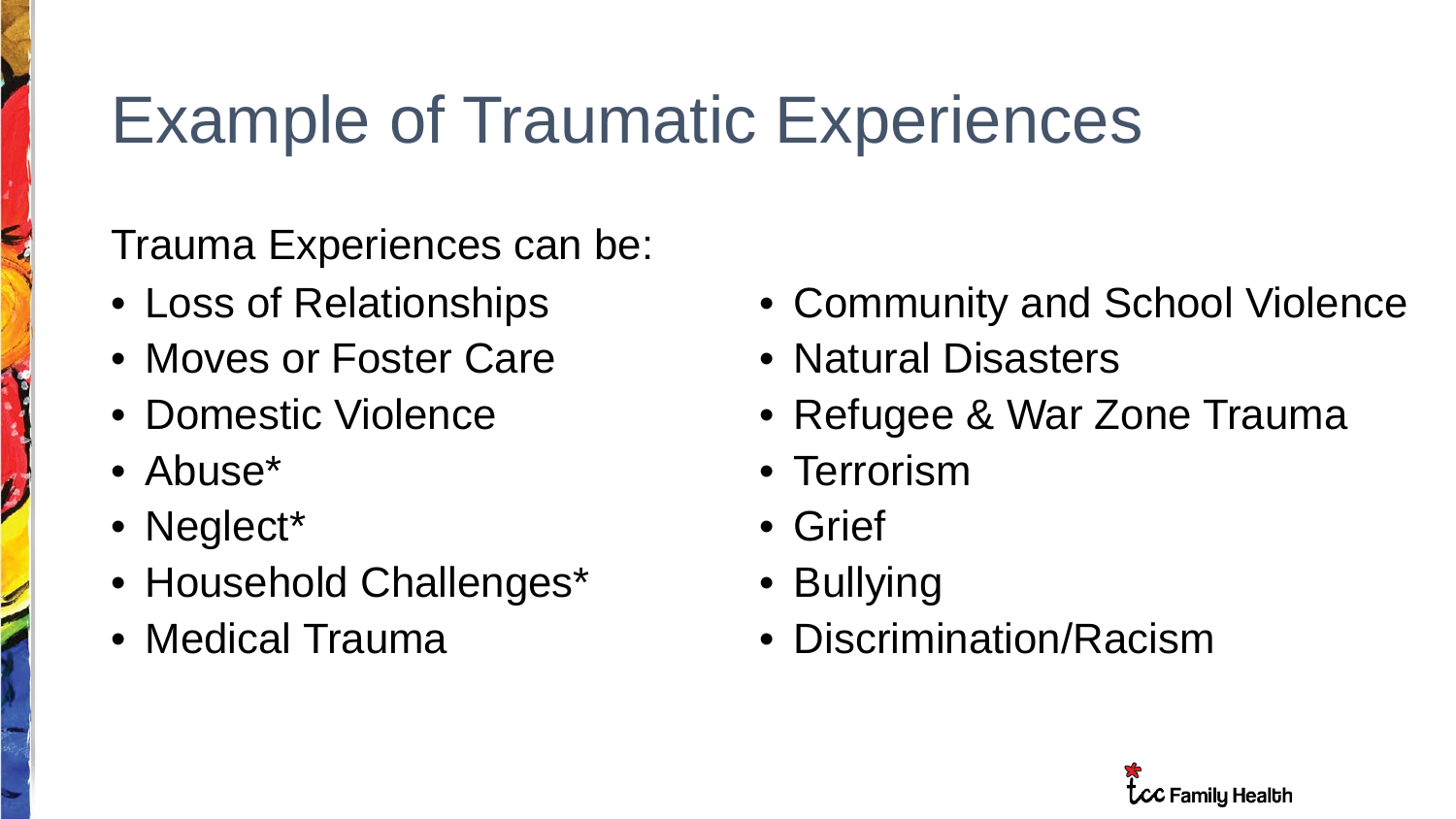# Example of Traumatic Experiences

Trauma Experiences can be:

- Loss of Relationships
- Moves or Foster Care
- Domestic Violence
- Abuse*
- Neglect*
- Household Challenges*
- Medical Trauma
- Community and School Violence
- Natural Disasters
- Refugee & War Zone Trauma
- Terrorism
- Grief
- Bullying
- Discrimination/Racism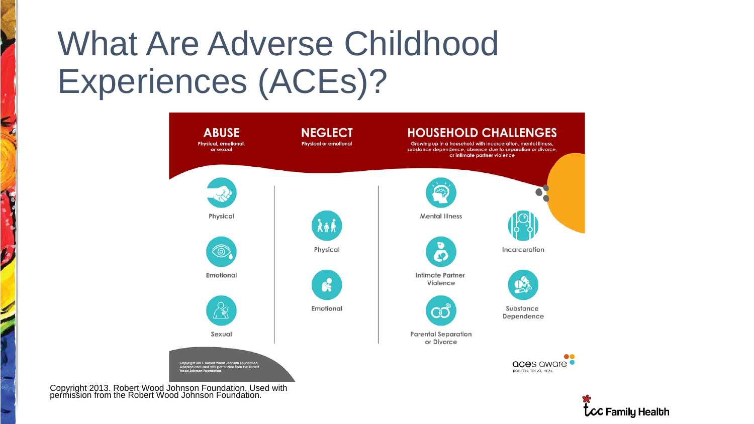# What Are Adverse Childhood Experiences (ACEs)?

**ABUSE**
Physical, emotional, or sexual

- Physical
- Emotional
- Sexual

**NEGLECT**
Physical or emotional

- Physical
- Emotional

**HOUSEHOLD CHALLENGES**
Growing up in a household with incarceration, mental illness, substance dependence, absence due to separation or divorce, or intimate partner violence

- Mental Illness
- Incarceration
- Intimate Partner Violence
- Substance Dependence
- Parental Separation or Divorce

Copyright 2013. Robert Wood Johnson Foundation. Adapted and used with permission from the Robert Wood Johnson Foundation.

aces aware
SCREEN. TREAT. HEAL.

Copyright 2013. Robert Wood Johnson Foundation. Used with permission from the Robert Wood Johnson Foundation.

tcc Family Health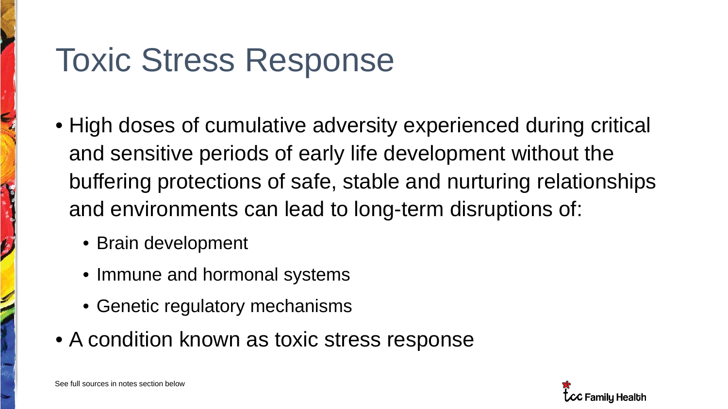# Toxic Stress Response

- High doses of cumulative adversity experienced during critical and sensitive periods of early life development without the buffering protections of safe, stable and nurturing relationships and environments can lead to long-term disruptions of:
  - Brain development
  - Immune and hormonal systems
  - Genetic regulatory mechanisms
- A condition known as toxic stress response

See full sources in notes section below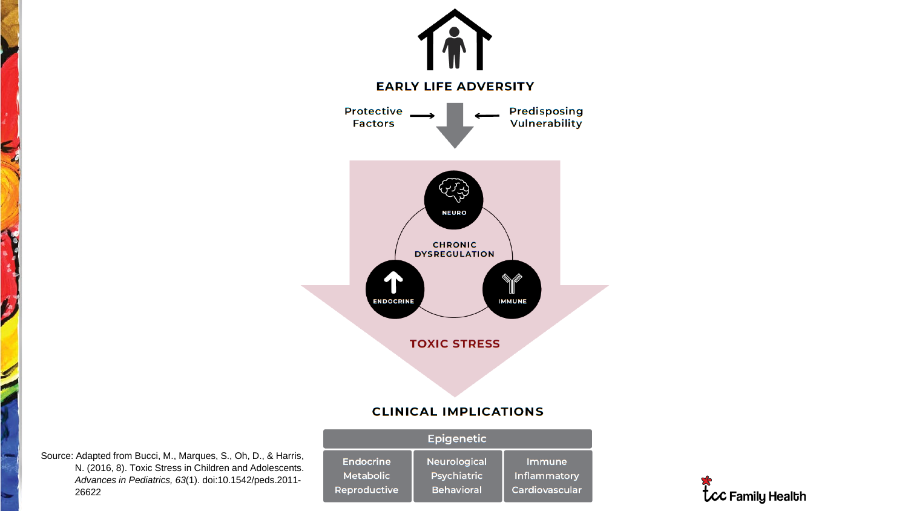**EARLY LIFE ADVERSITY**

Protective Factors → ← Predisposing Vulnerability

NEURO

CHRONIC DYSREGULATION

ENDOCRINE

IMMUNE

**TOXIC STRESS**

## CLINICAL IMPLICATIONS

| Epigenetic | | |
|---|---|---|
| Endocrine Metabolic Reproductive | Neurological Psychiatric Behavioral | Immune Inflammatory Cardiovascular |

Source: Adapted from Bucci, M., Marques, S., Oh, D., & Harris, N. (2016, 8). Toxic Stress in Children and Adolescents. *Advances in Pediatrics, 63*(1). doi:10.1542/peds.2011-26622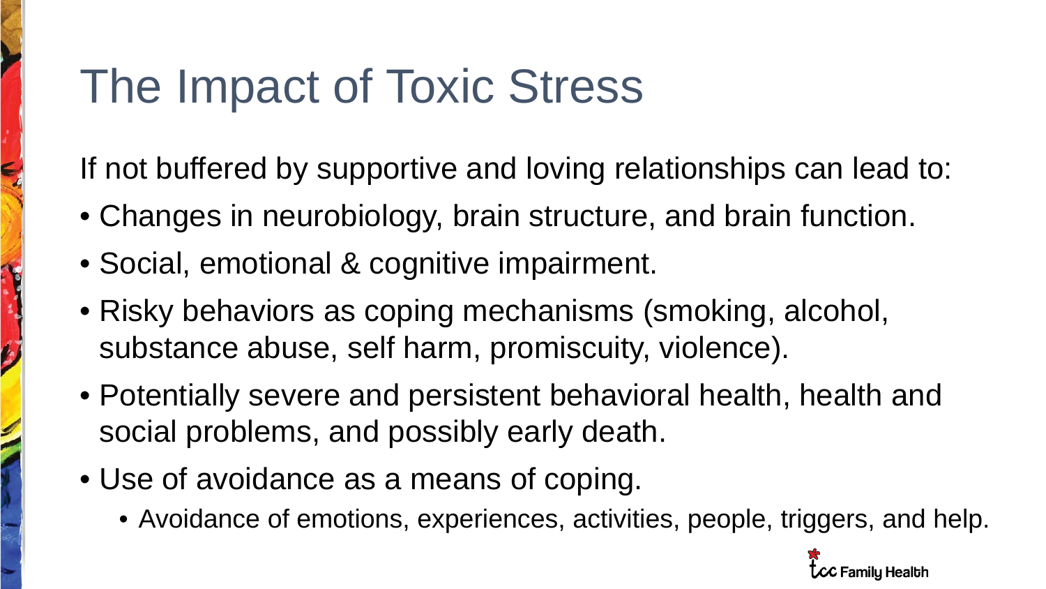# The Impact of Toxic Stress

If not buffered by supportive and loving relationships can lead to:

- Changes in neurobiology, brain structure, and brain function.
- Social, emotional & cognitive impairment.
- Risky behaviors as coping mechanisms (smoking, alcohol, substance abuse, self harm, promiscuity, violence).
- Potentially severe and persistent behavioral health, health and social problems, and possibly early death.
- Use of avoidance as a means of coping.
  - Avoidance of emotions, experiences, activities, people, triggers, and help.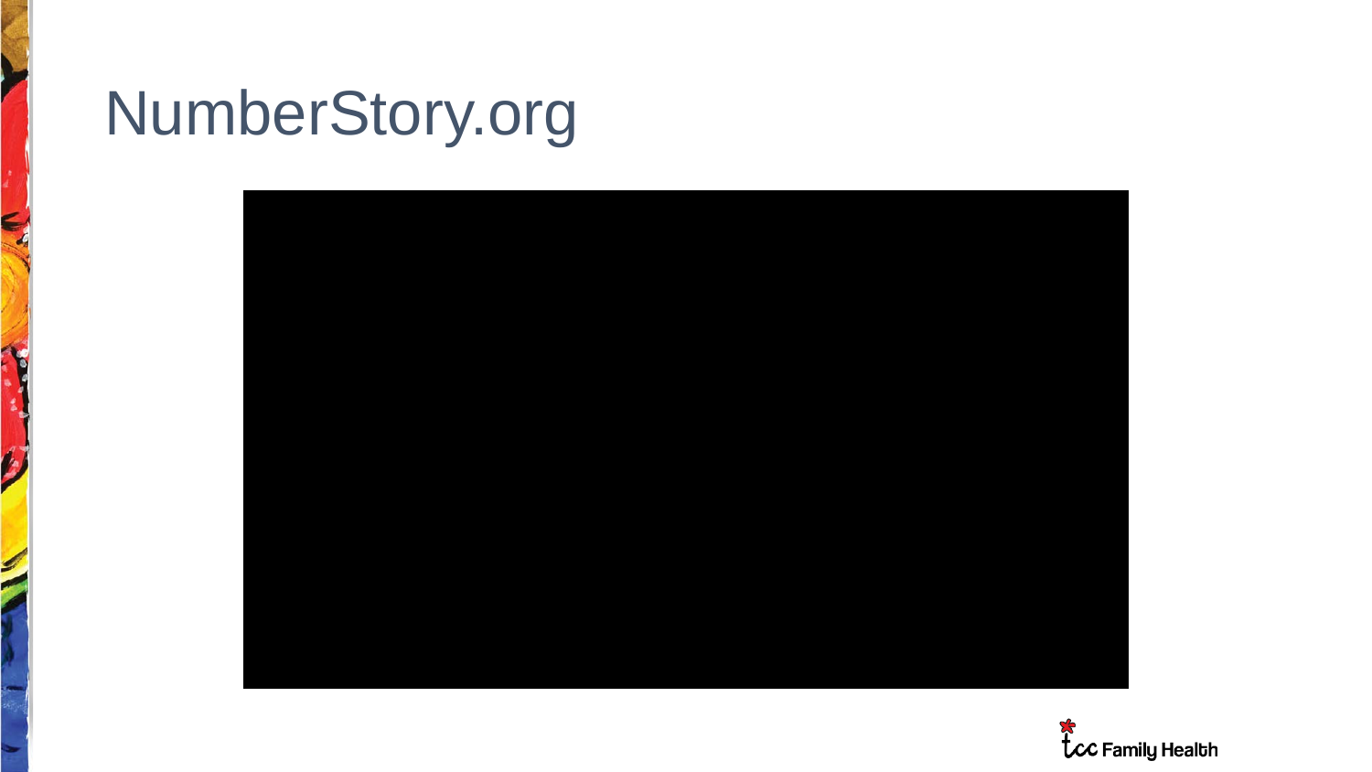# NumberStory.org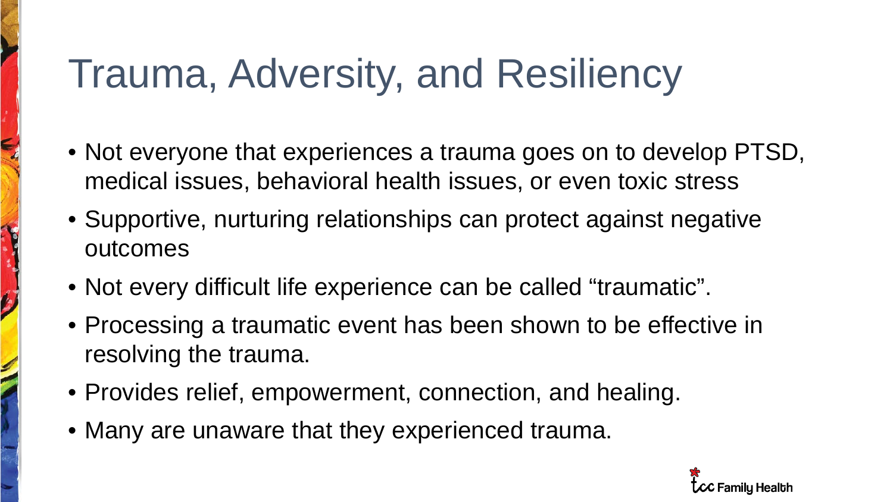# Trauma, Adversity, and Resiliency

- Not everyone that experiences a trauma goes on to develop PTSD, medical issues, behavioral health issues, or even toxic stress
- Supportive, nurturing relationships can protect against negative outcomes
- Not every difficult life experience can be called “traumatic”.
- Processing a traumatic event has been shown to be effective in resolving the trauma.
- Provides relief, empowerment, connection, and healing.
- Many are unaware that they experienced trauma.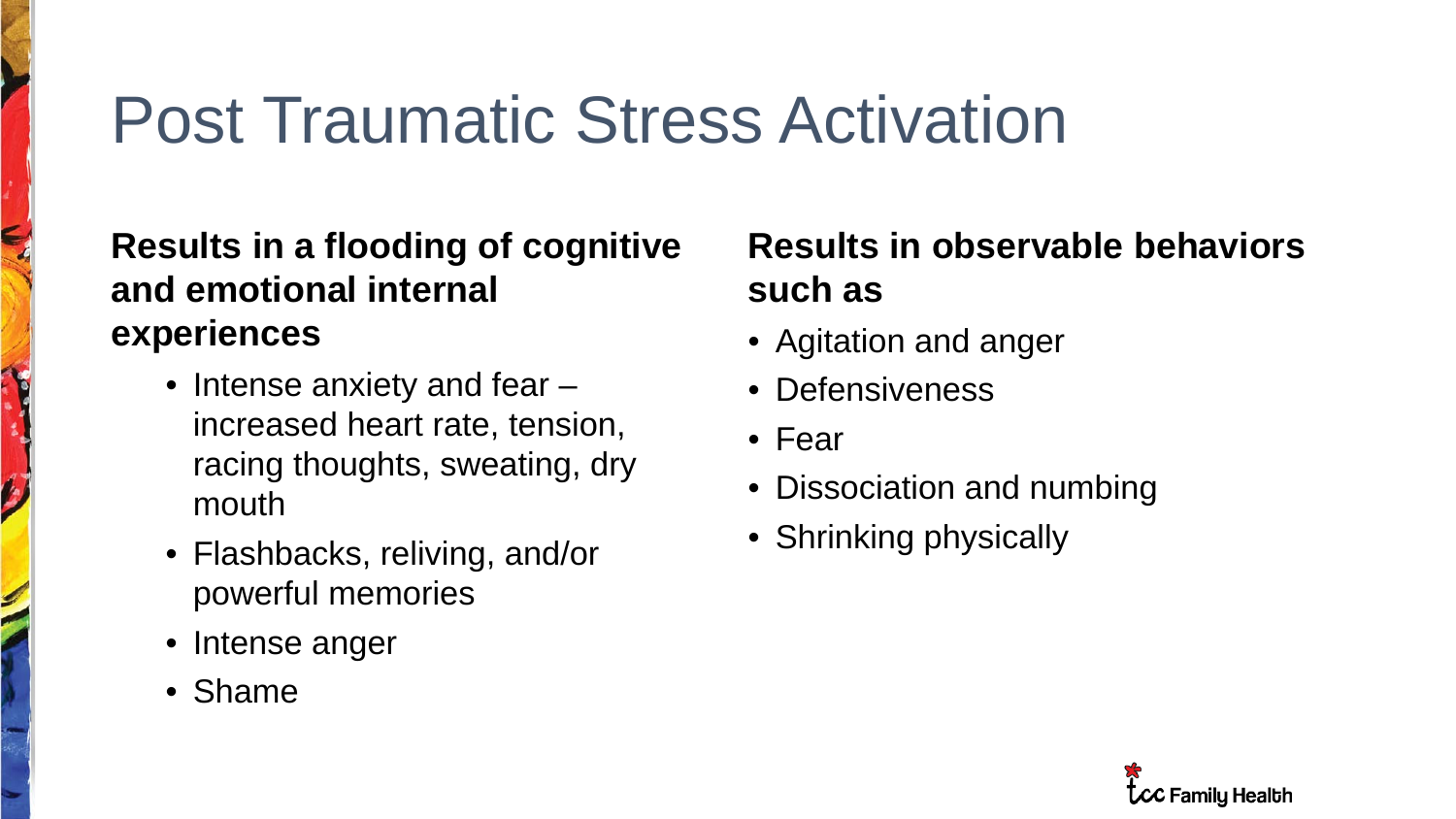# Post Traumatic Stress Activation

**Results in a flooding of cognitive and emotional internal experiences**

- Intense anxiety and fear – increased heart rate, tension, racing thoughts, sweating, dry mouth
- Flashbacks, reliving, and/or powerful memories
- Intense anger
- Shame

**Results in observable behaviors such as**

- Agitation and anger
- Defensiveness
- Fear
- Dissociation and numbing
- Shrinking physically

tcc Family Health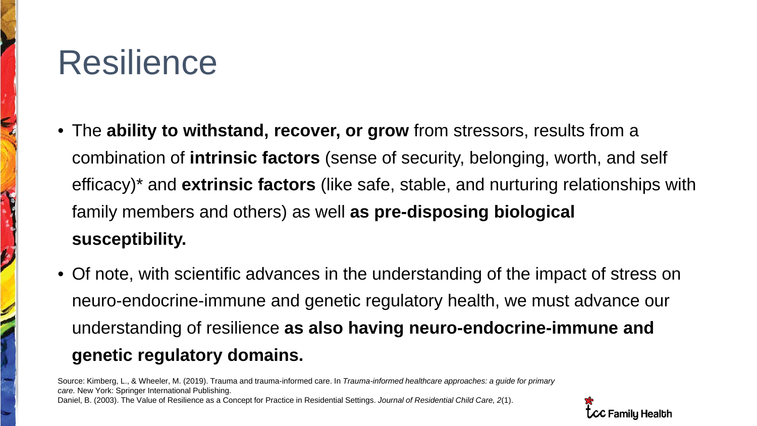# Resilience

- The **ability to withstand, recover, or grow** from stressors, results from a combination of **intrinsic factors** (sense of security, belonging, worth, and self efficacy)* and **extrinsic factors** (like safe, stable, and nurturing relationships with family members and others) as well **as pre-disposing biological susceptibility.**
- Of note, with scientific advances in the understanding of the impact of stress on neuro-endocrine-immune and genetic regulatory health, we must advance our understanding of resilience **as also having neuro-endocrine-immune and genetic regulatory domains.**

Source: Kimberg, L., & Wheeler, M. (2019). Trauma and trauma-informed care. In *Trauma-informed healthcare approaches: a guide for primary care.* New York: Springer International Publishing.
Daniel, B. (2003). The Value of Resilience as a Concept for Practice in Residential Settings. *Journal of Residential Child Care, 2*(1).

tcc Family Health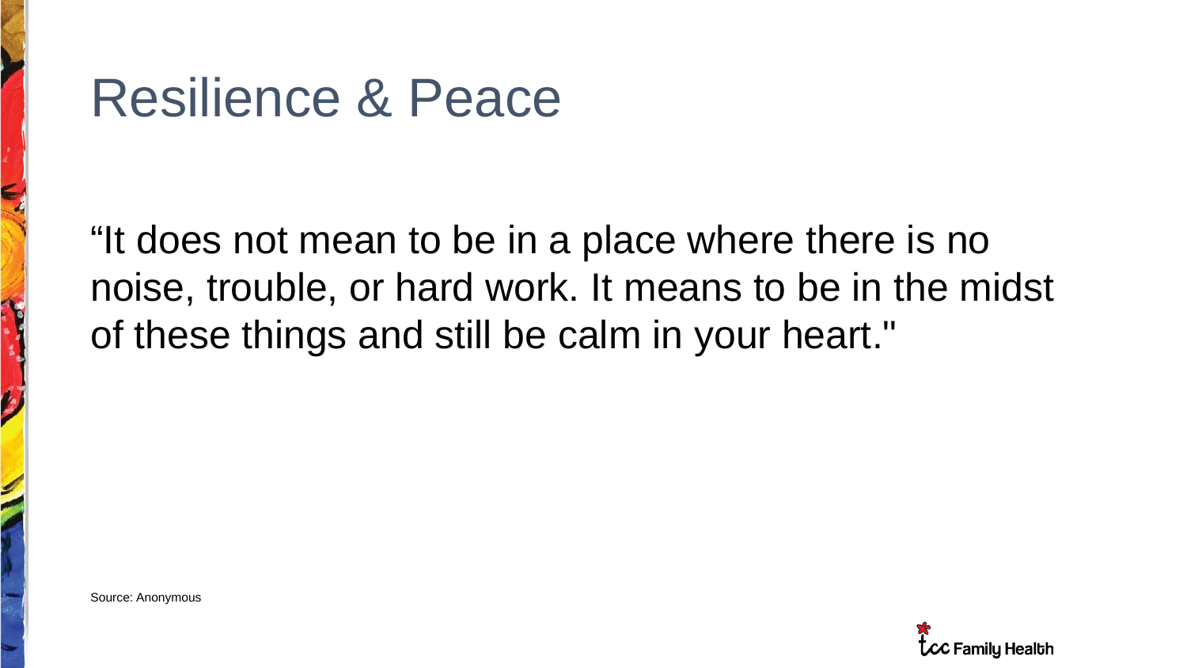# Resilience & Peace

“It does not mean to be in a place where there is no noise, trouble, or hard work. It means to be in the midst of these things and still be calm in your heart."

Source: Anonymous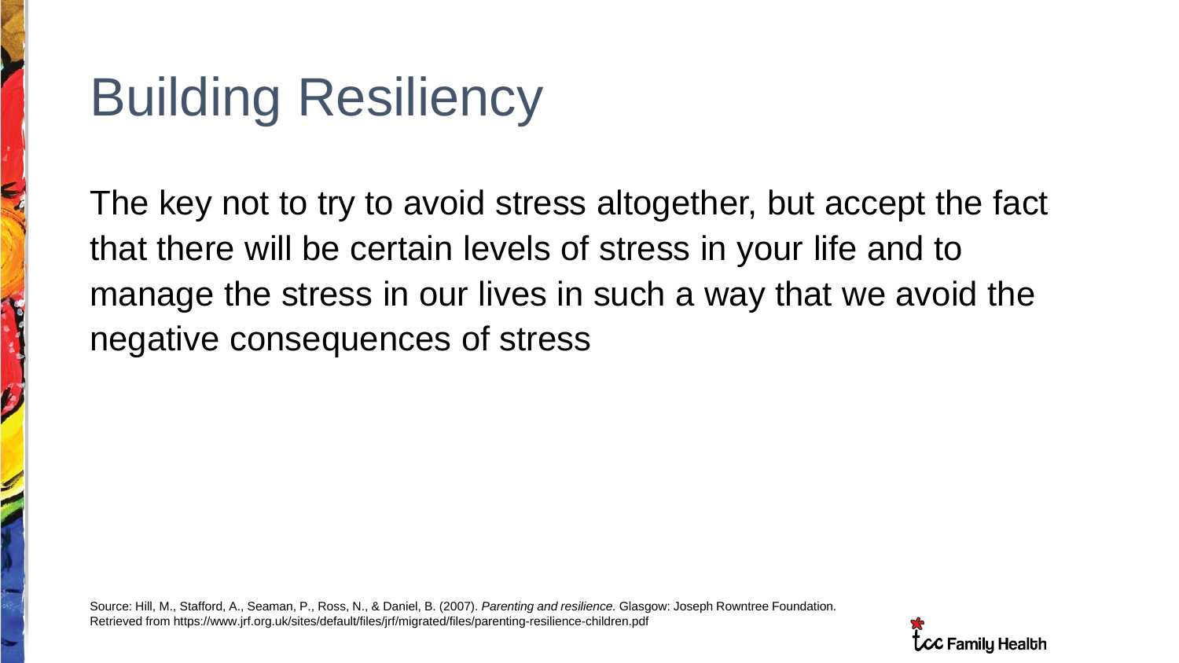# Building Resiliency

The key not to try to avoid stress altogether, but accept the fact that there will be certain levels of stress in your life and to manage the stress in our lives in such a way that we avoid the negative consequences of stress

Source: Hill, M., Stafford, A., Seaman, P., Ross, N., & Daniel, B. (2007). *Parenting and resilience.* Glasgow: Joseph Rowntree Foundation. Retrieved from https://www.jrf.org.uk/sites/default/files/jrf/migrated/files/parenting-resilience-children.pdf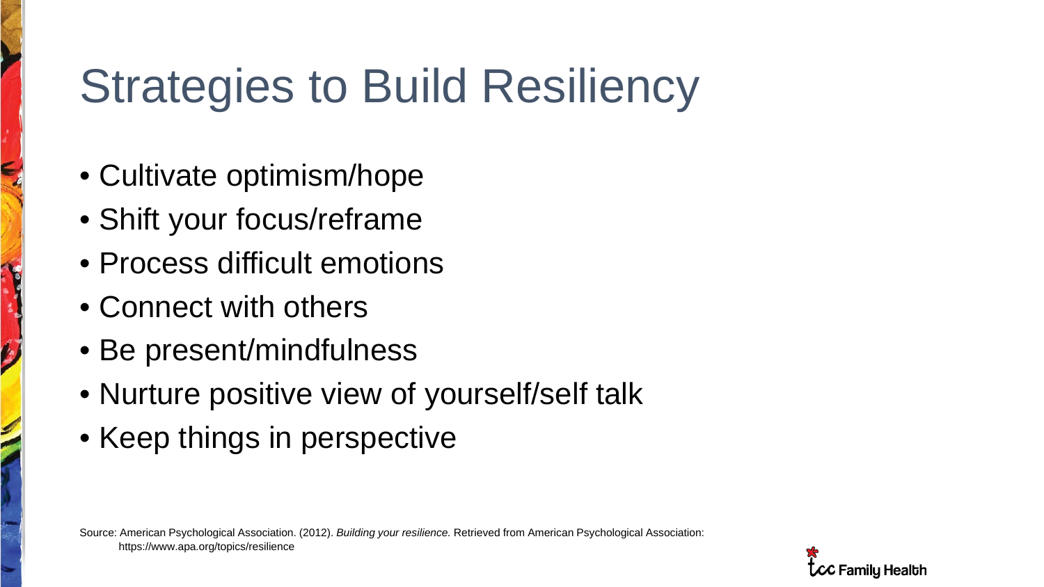# Strategies to Build Resiliency

- Cultivate optimism/hope
- Shift your focus/reframe
- Process difficult emotions
- Connect with others
- Be present/mindfulness
- Nurture positive view of yourself/self talk
- Keep things in perspective

Source: American Psychological Association. (2012). *Building your resilience.* Retrieved from American Psychological Association: https://www.apa.org/topics/resilience

tcc Family Health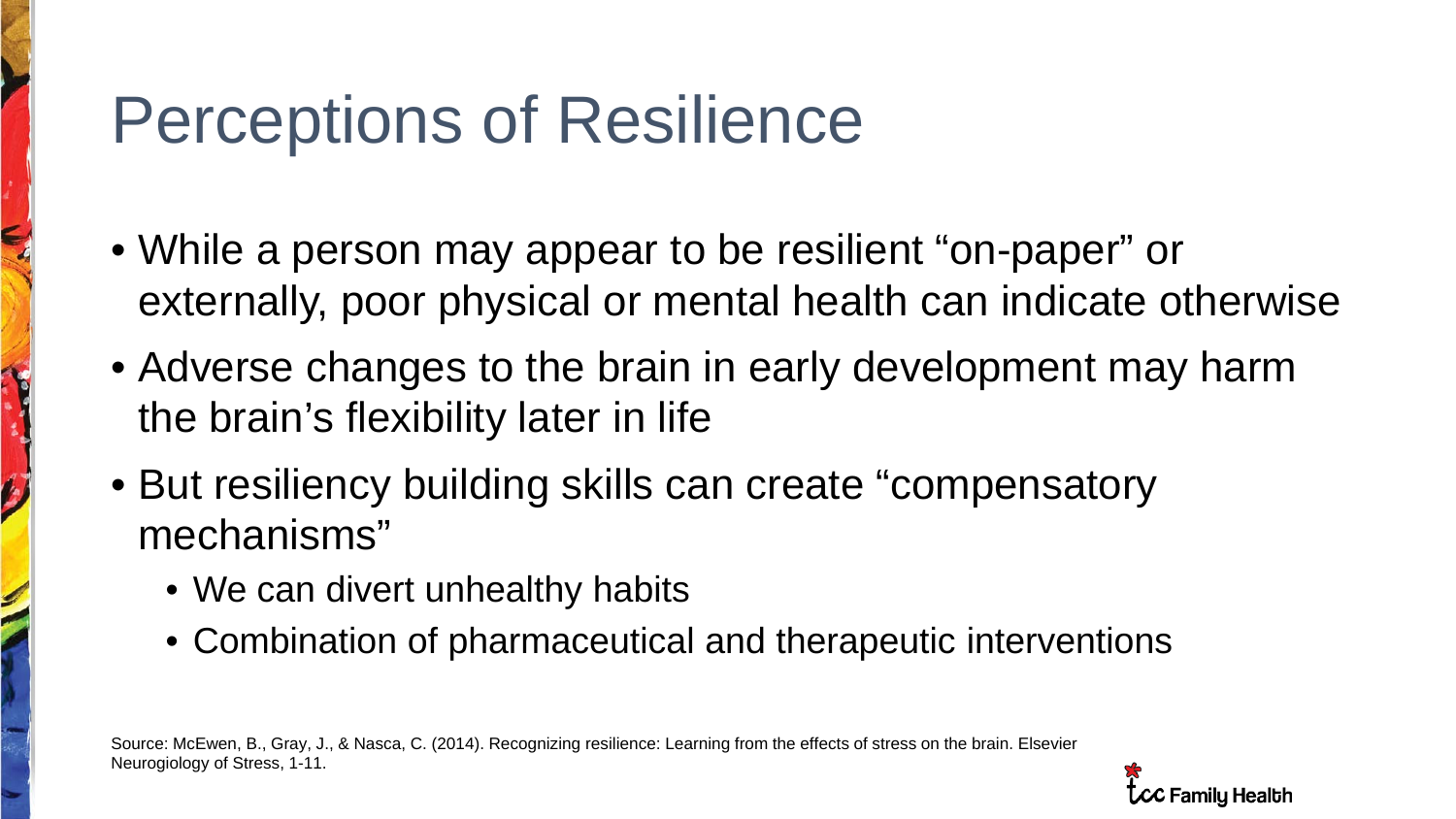# Perceptions of Resilience

- While a person may appear to be resilient “on-paper” or externally, poor physical or mental health can indicate otherwise
- Adverse changes to the brain in early development may harm the brain’s flexibility later in life
- But resiliency building skills can create “compensatory mechanisms”
  - We can divert unhealthy habits
  - Combination of pharmaceutical and therapeutic interventions

Source: McEwen, B., Gray, J., & Nasca, C. (2014). Recognizing resilience: Learning from the effects of stress on the brain. Elsevier Neurogiology of Stress, 1-11.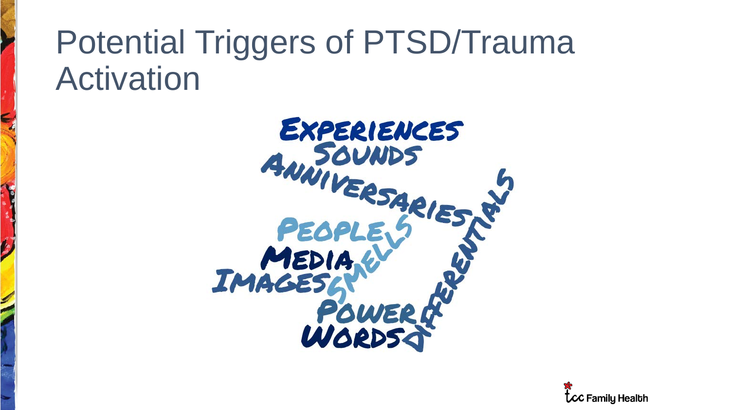# Potential Triggers of PTSD/Trauma Activation

- Experiences
- Sounds
- Anniversaries
- People
- Smells
- Media
- Images
- Power
- Words
- Differentials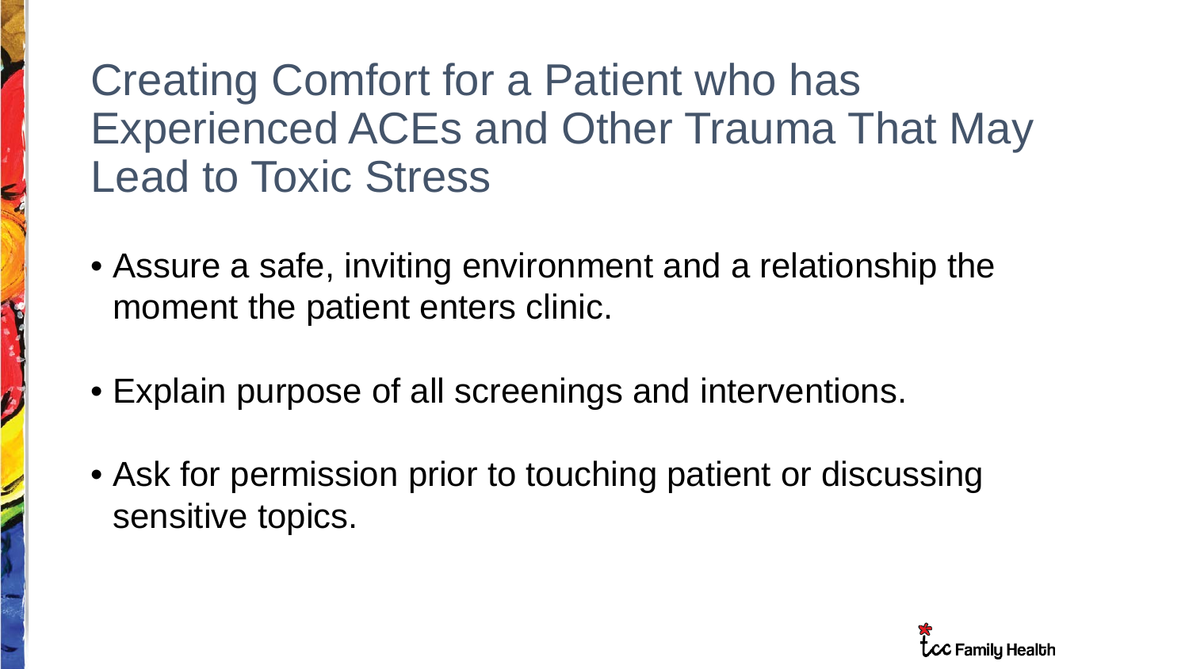# Creating Comfort for a Patient who has Experienced ACEs and Other Trauma That May Lead to Toxic Stress

- Assure a safe, inviting environment and a relationship the moment the patient enters clinic.
- Explain purpose of all screenings and interventions.
- Ask for permission prior to touching patient or discussing sensitive topics.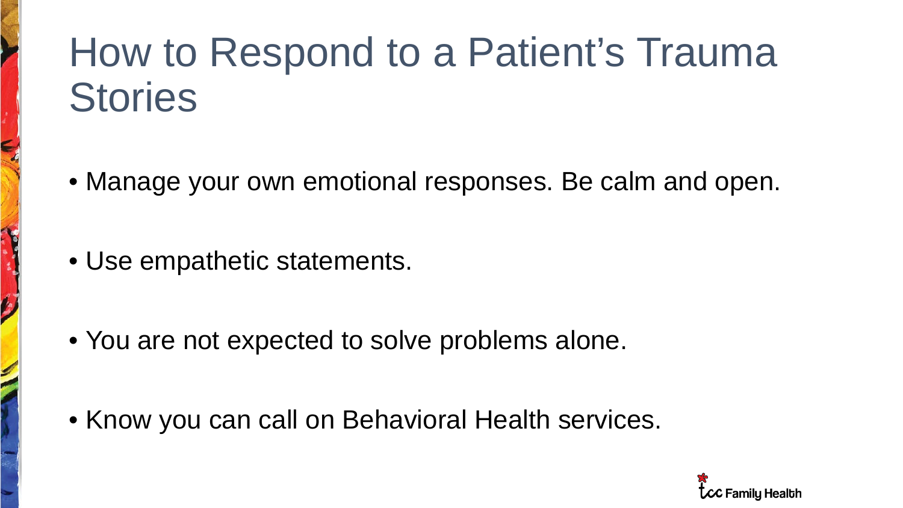# How to Respond to a Patient's Trauma Stories

- Manage your own emotional responses. Be calm and open.
- Use empathetic statements.
- You are not expected to solve problems alone.
- Know you can call on Behavioral Health services.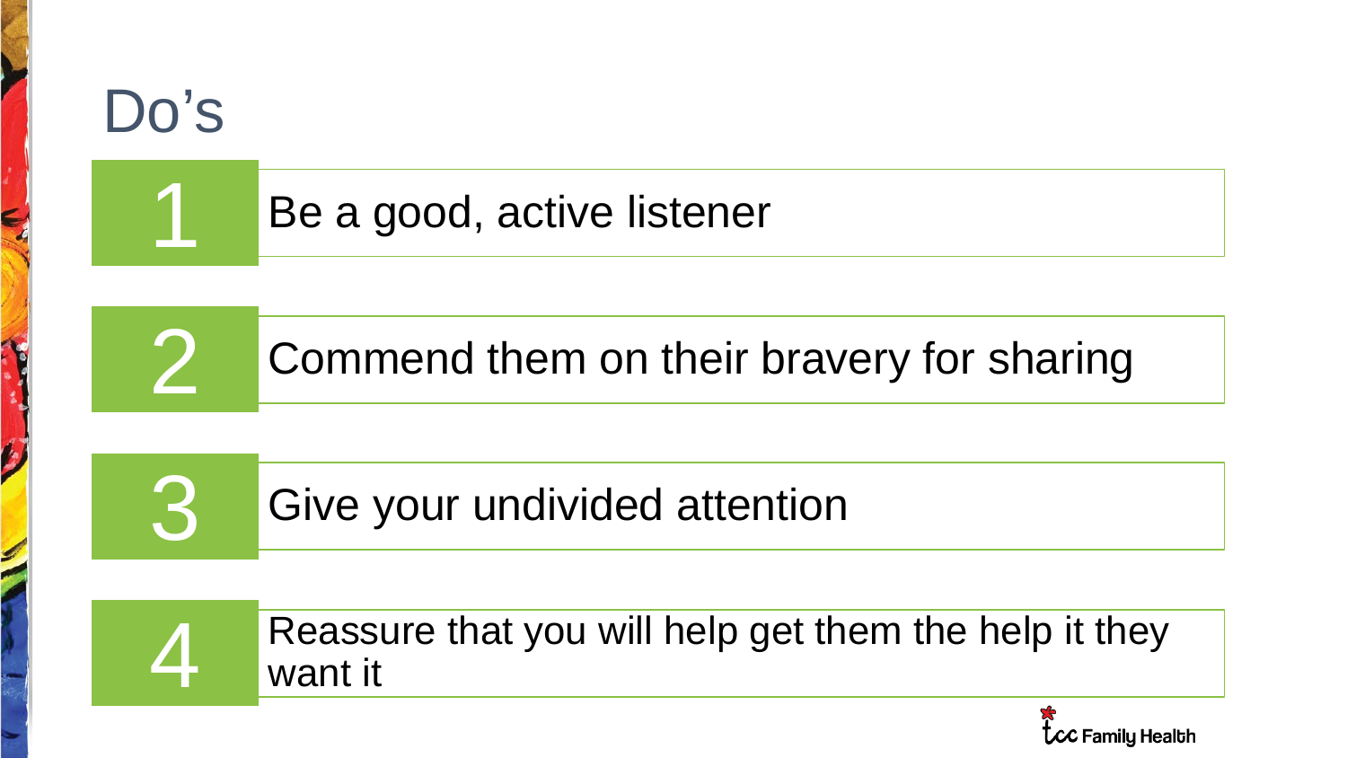# Do's

1. Be a good, active listener
2. Commend them on their bravery for sharing
3. Give your undivided attention
4. Reassure that you will help get them the help it they want it

tcc Family Health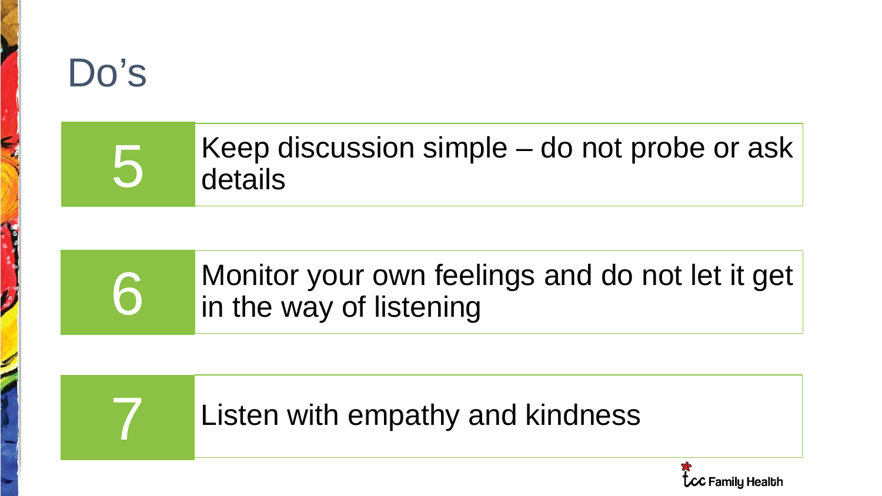# Do's

5. Keep discussion simple – do not probe or ask details

6. Monitor your own feelings and do not let it get in the way of listening

7. Listen with empathy and kindness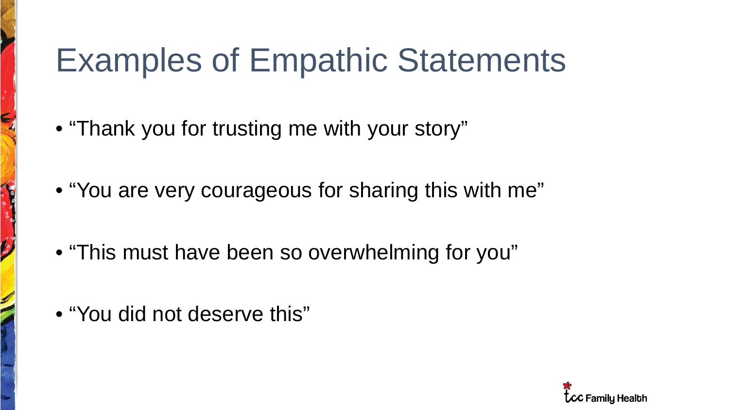# Examples of Empathic Statements

- "Thank you for trusting me with your story"
- "You are very courageous for sharing this with me"
- "This must have been so overwhelming for you"
- "You did not deserve this"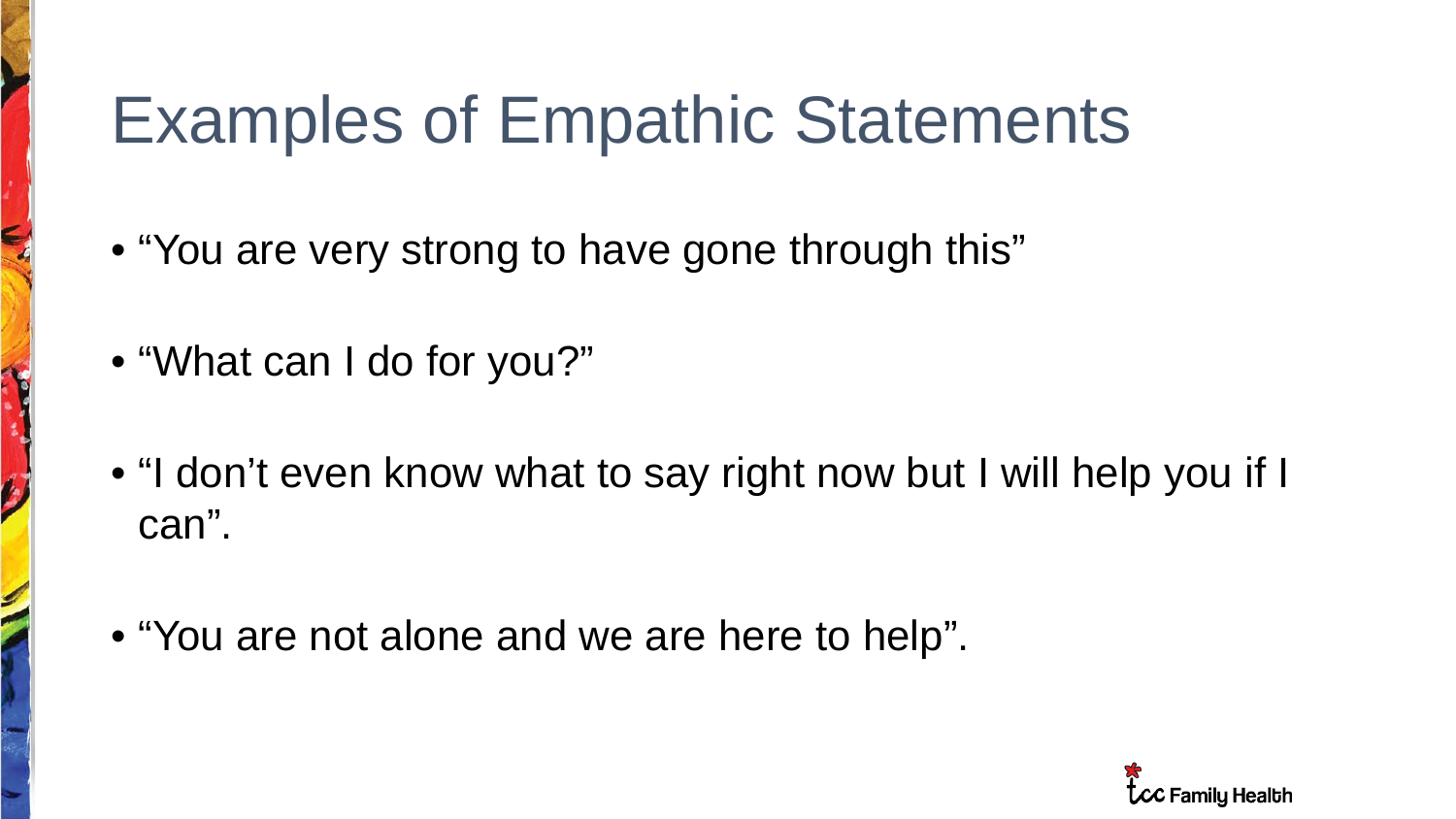# Examples of Empathic Statements

- "You are very strong to have gone through this"
- "What can I do for you?"
- "I don't even know what to say right now but I will help you if I can".
- "You are not alone and we are here to help".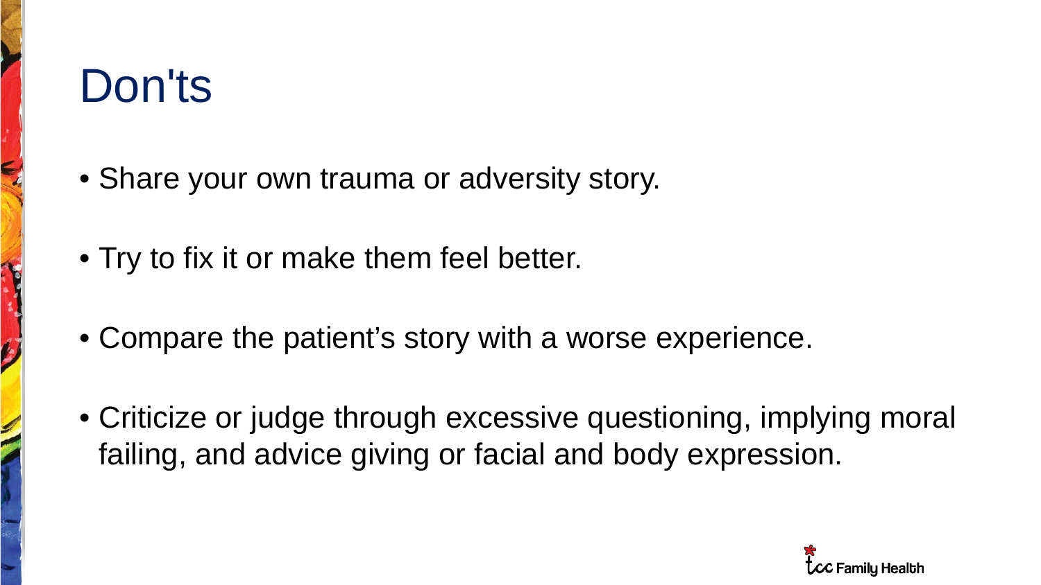# Don'ts

- Share your own trauma or adversity story.
- Try to fix it or make them feel better.
- Compare the patient's story with a worse experience.
- Criticize or judge through excessive questioning, implying moral failing, and advice giving or facial and body expression.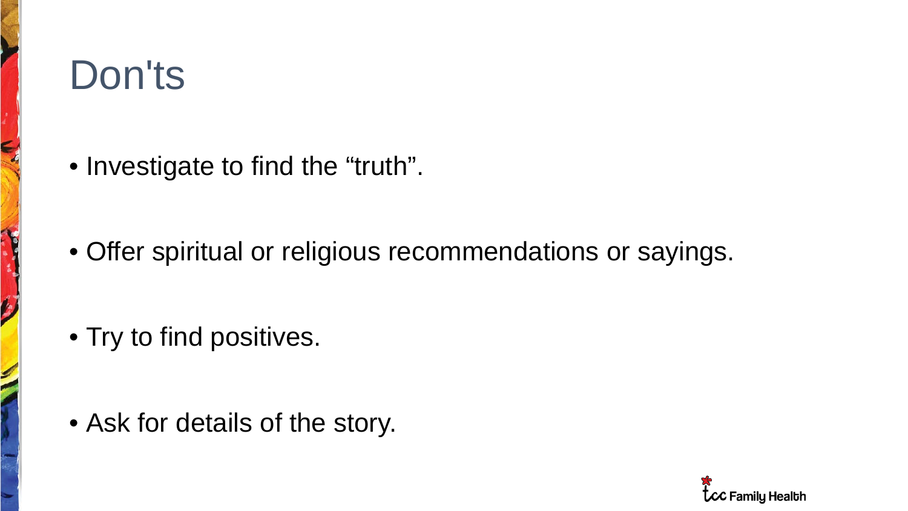# Don'ts

- Investigate to find the “truth”.
- Offer spiritual or religious recommendations or sayings.
- Try to find positives.
- Ask for details of the story.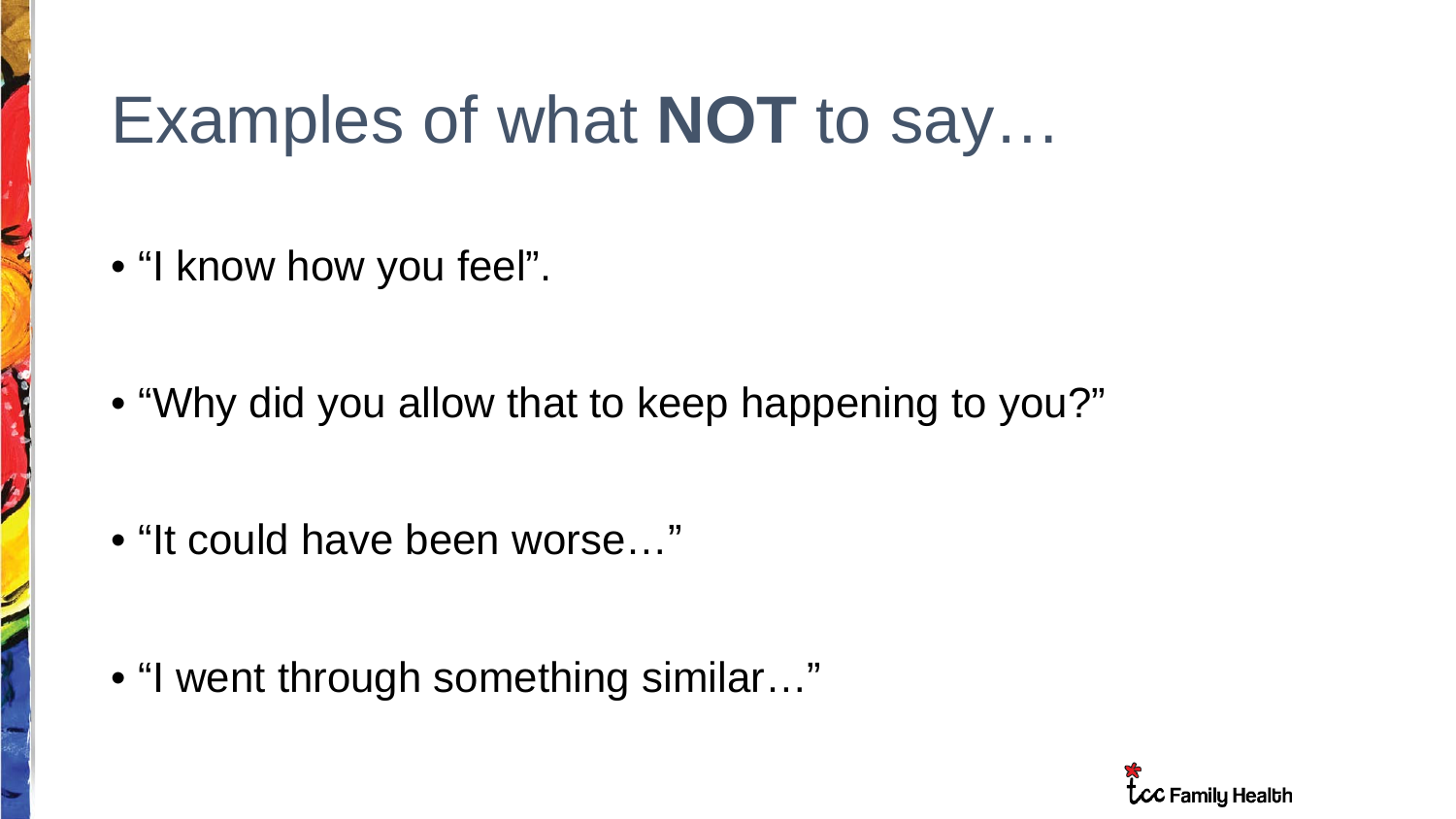# Examples of what **NOT** to say…

- "I know how you feel".
- "Why did you allow that to keep happening to you?"
- "It could have been worse…"
- "I went through something similar…"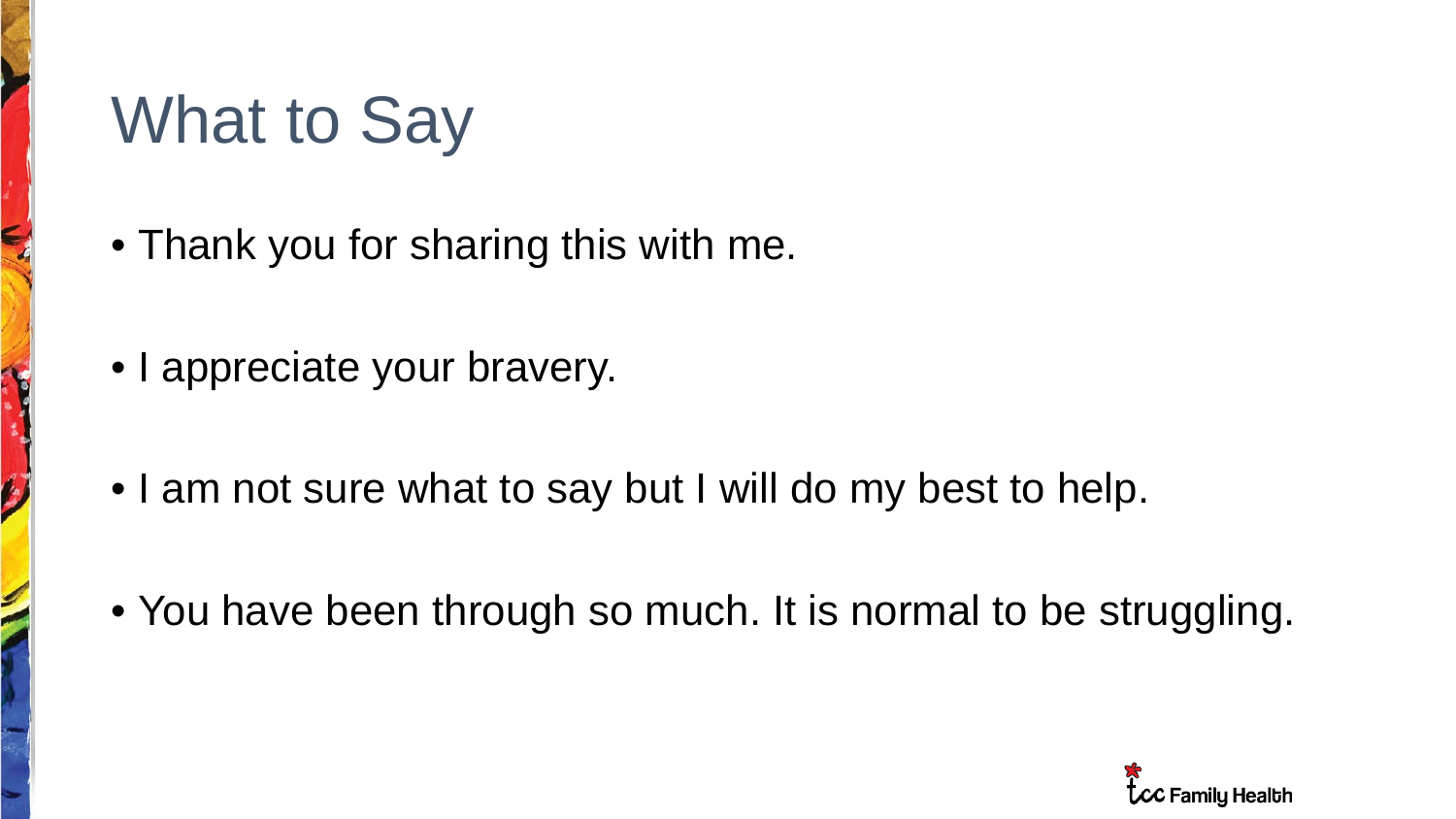# What to Say

- Thank you for sharing this with me.
- I appreciate your bravery.
- I am not sure what to say but I will do my best to help.
- You have been through so much. It is normal to be struggling.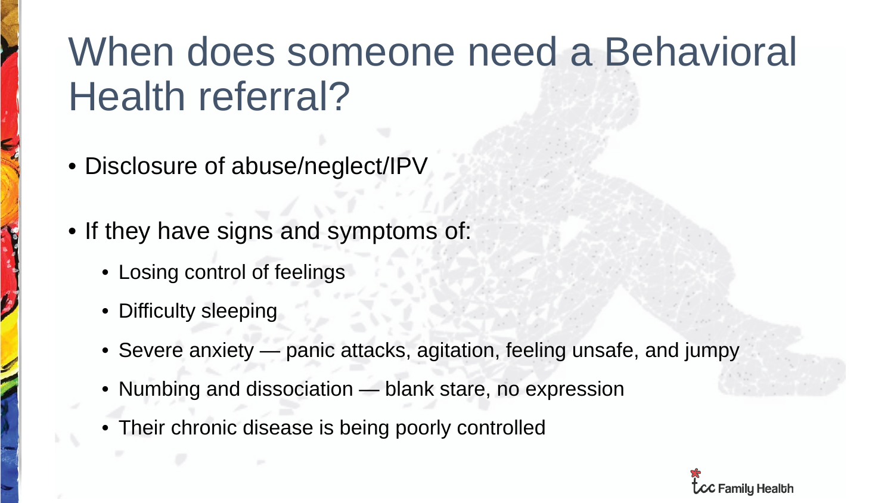# When does someone need a Behavioral Health referral?

- Disclosure of abuse/neglect/IPV
- If they have signs and symptoms of:
  - Losing control of feelings
  - Difficulty sleeping
  - Severe anxiety — panic attacks, agitation, feeling unsafe, and jumpy
  - Numbing and dissociation — blank stare, no expression
  - Their chronic disease is being poorly controlled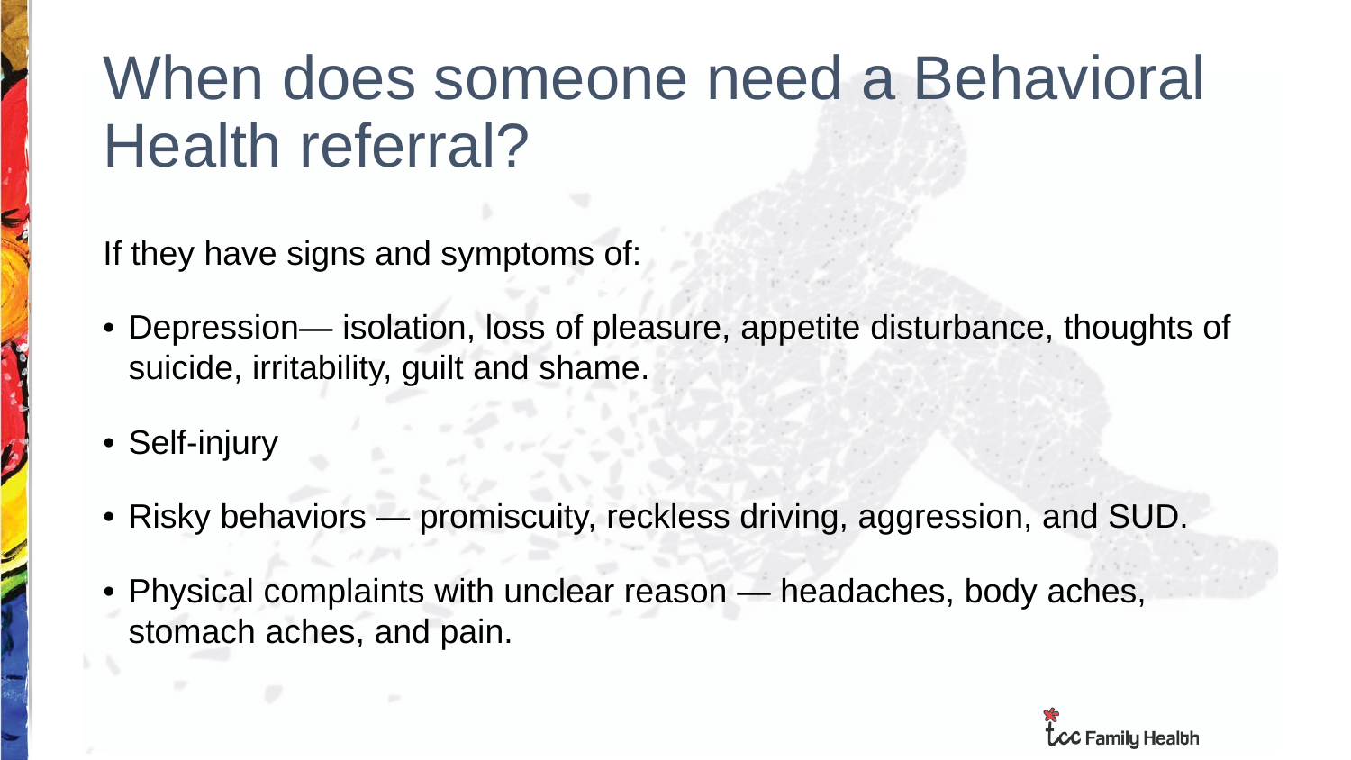# When does someone need a Behavioral Health referral?

If they have signs and symptoms of:

- Depression— isolation, loss of pleasure, appetite disturbance, thoughts of suicide, irritability, guilt and shame.
- Self-injury
- Risky behaviors — promiscuity, reckless driving, aggression, and SUD.
- Physical complaints with unclear reason — headaches, body aches, stomach aches, and pain.

tcc Family Health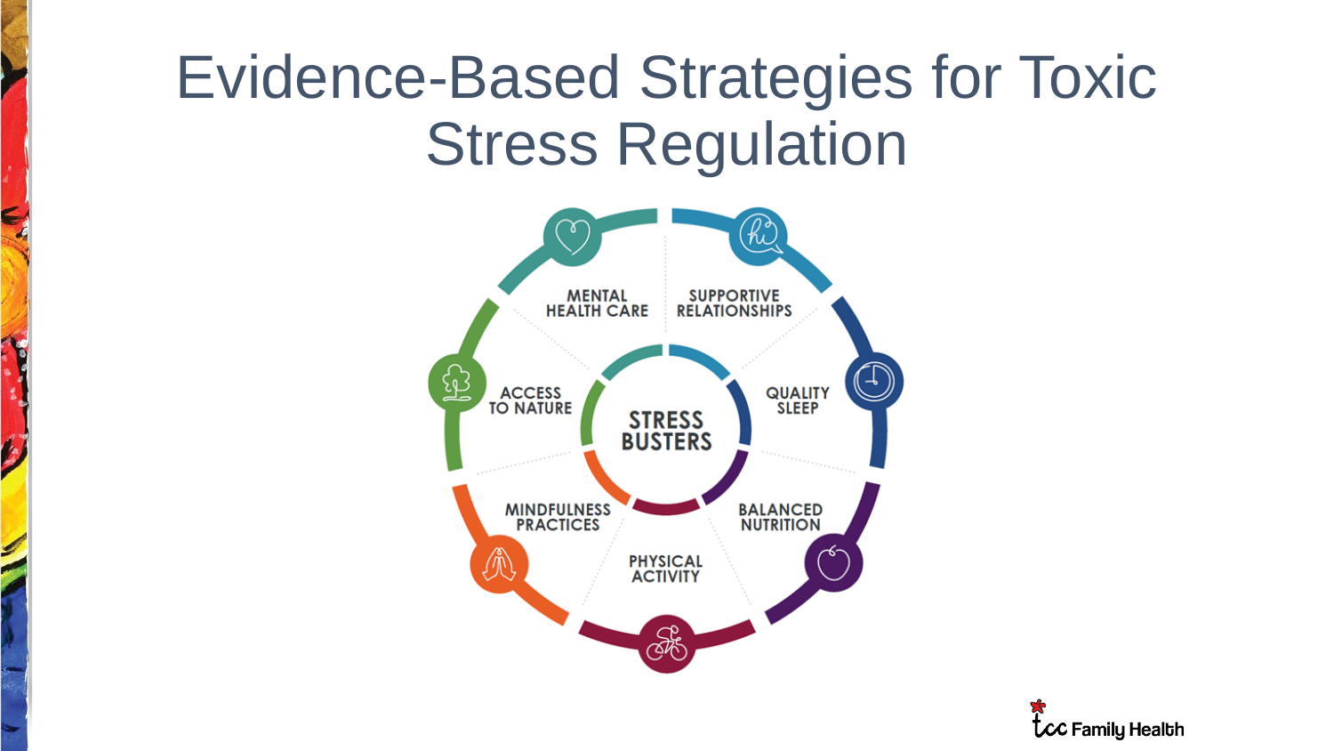# Evidence-Based Strategies for Toxic Stress Regulation

**STRESS BUSTERS**

- SUPPORTIVE RELATIONSHIPS
- QUALITY SLEEP
- BALANCED NUTRITION
- PHYSICAL ACTIVITY
- MINDFULNESS PRACTICES
- ACCESS TO NATURE
- MENTAL HEALTH CARE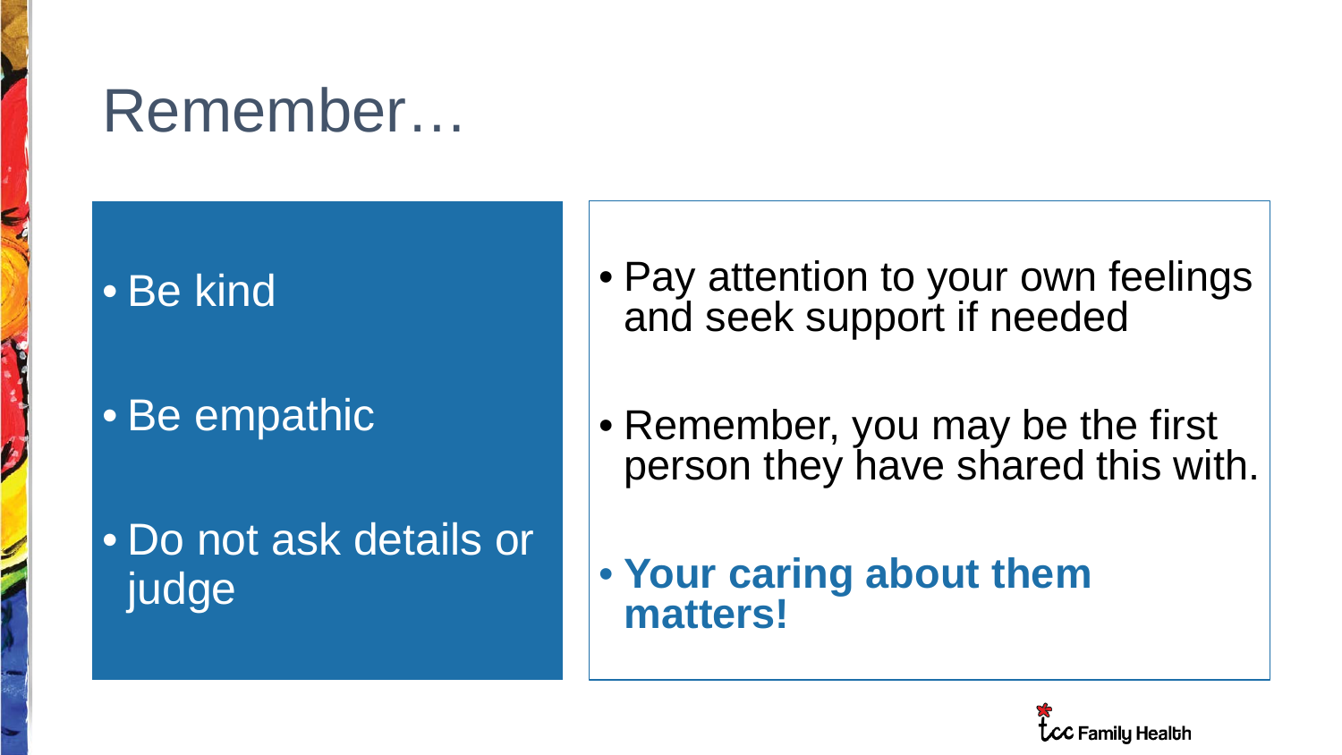# Remember…

- Be kind
- Be empathic
- Do not ask details or judge

- Pay attention to your own feelings and seek support if needed
- Remember, you may be the first person they have shared this with.
- **Your caring about them matters!**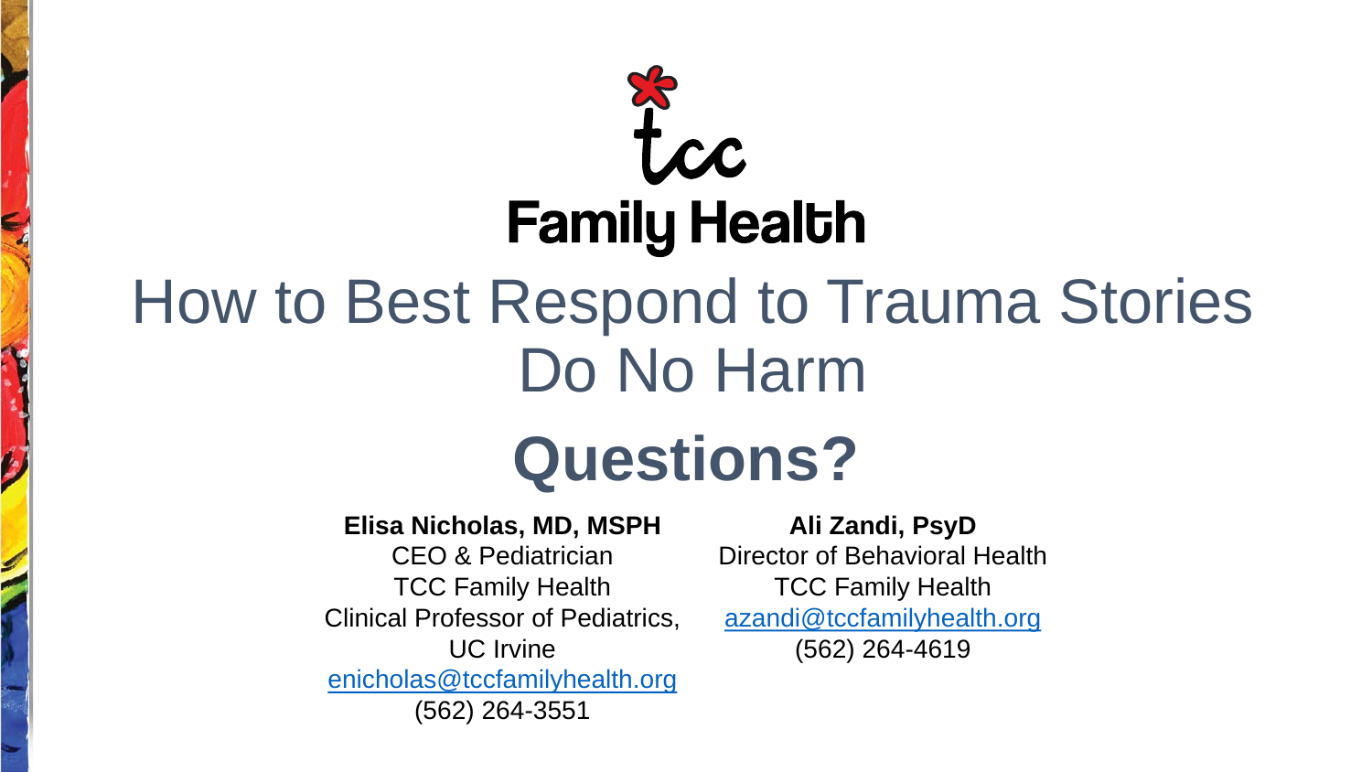tcc

**Family Health**

# How to Best Respond to Trauma Stories
# Do No Harm

## Questions?

**Elisa Nicholas, MD, MSPH**
CEO & Pediatrician
TCC Family Health
Clinical Professor of Pediatrics, UC Irvine
enicholas@tccfamilyhealth.org
(562) 264-3551

**Ali Zandi, PsyD**
Director of Behavioral Health
TCC Family Health
azandi@tccfamilyhealth.org
(562) 264-4619